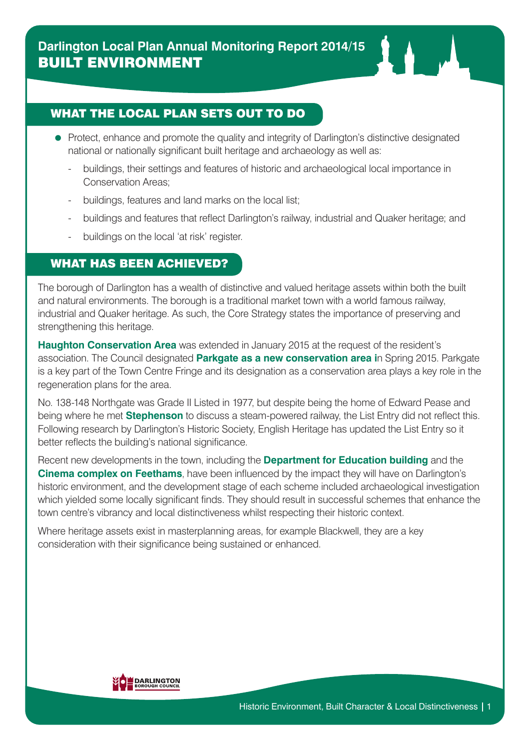# Darlington Local Plan Annual Monitoring Report 2014/15

# BUILT ENVIRONMENT

## WHAT THE LOCAL PLAN SETS OUT TO DO

- Protect, enhance and promote the quality and integrity of Darlington's distinctive designated national or nationally significant built heritage and archaeology as well as:
  - buildings, their settings and features of historic and archaeological local importance in Conservation Areas;
  - buildings, features and land marks on the local list;
  - buildings and features that reflect Darlington's railway, industrial and Quaker heritage; and
  - buildings on the local 'at risk' register.

## WHAT HAS BEEN ACHIEVED?

The borough of Darlington has a wealth of distinctive and valued heritage assets within both the built and natural environments. The borough is a traditional market town with a world famous railway, industrial and Quaker heritage. As such, the Core Strategy states the importance of preserving and strengthening this heritage.

**Haughton Conservation Area** was extended in January 2015 at the request of the resident's association. The Council designated **Parkgate as a new conservation area i**n Spring 2015. Parkgate is a key part of the Town Centre Fringe and its designation as a conservation area plays a key role in the regeneration plans for the area.

No. 138-148 Northgate was Grade II Listed in 1977, but despite being the home of Edward Pease and being where he met **Stephenson** to discuss a steam-powered railway, the List Entry did not reflect this. Following research by Darlington's Historic Society, English Heritage has updated the List Entry so it better reflects the building's national significance.

Recent new developments in the town, including the **Department for Education building** and the **Cinema complex on Feethams**, have been influenced by the impact they will have on Darlington's historic environment, and the development stage of each scheme included archaeological investigation which yielded some locally significant finds. They should result in successful schemes that enhance the town centre's vibrancy and local distinctiveness whilst respecting their historic context.

Where heritage assets exist in masterplanning areas, for example Blackwell, they are a key consideration with their significance being sustained or enhanced.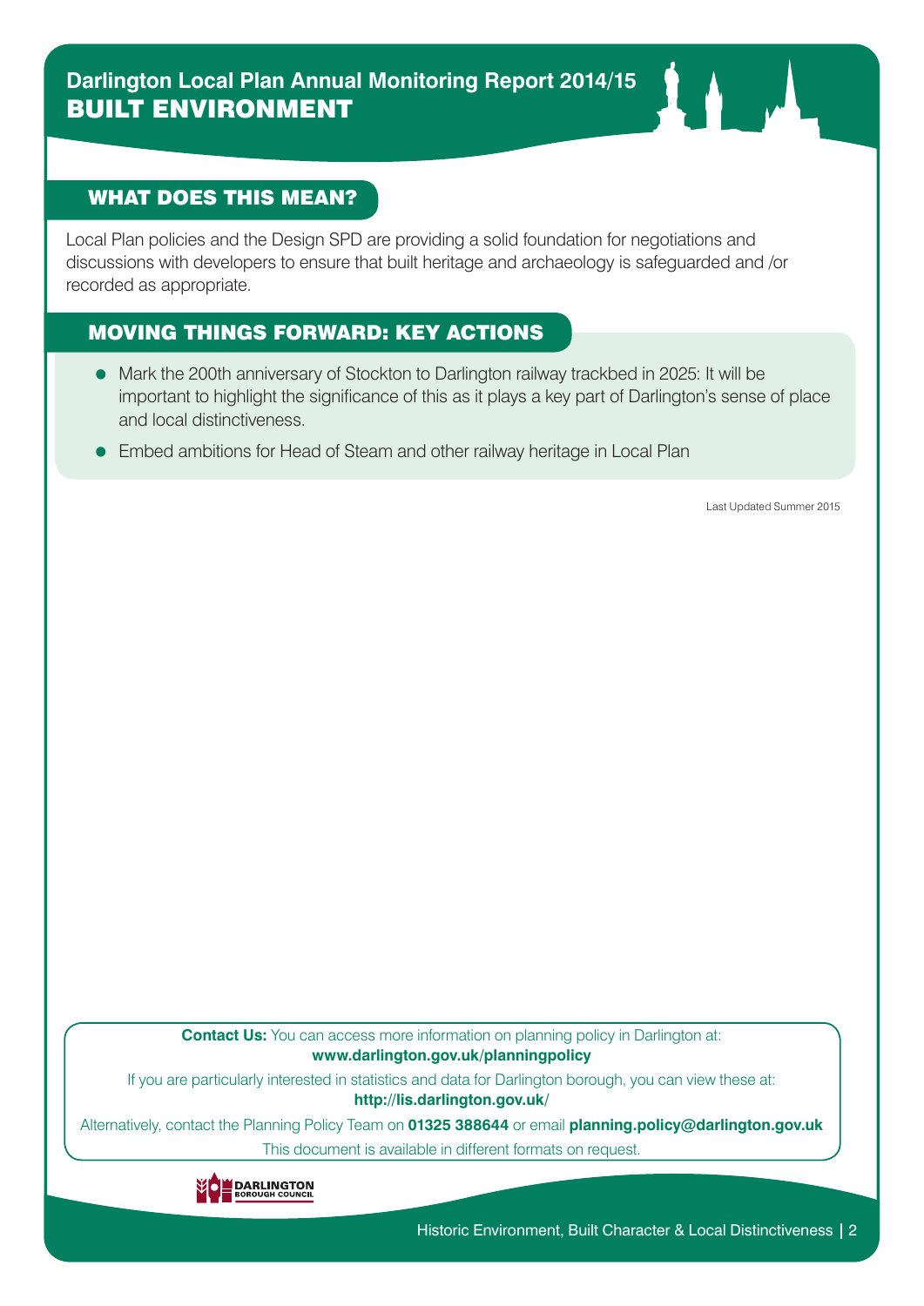# Darlington Local Plan Annual Monitoring Report 2014/15
## BUILT ENVIRONMENT

## WHAT DOES THIS MEAN?

Local Plan policies and the Design SPD are providing a solid foundation for negotiations and discussions with developers to ensure that built heritage and archaeology is safeguarded and /or recorded as appropriate.

## MOVING THINGS FORWARD: KEY ACTIONS

- Mark the 200th anniversary of Stockton to Darlington railway trackbed in 2025: It will be important to highlight the significance of this as it plays a key part of Darlington's sense of place and local distinctiveness.
- Embed ambitions for Head of Steam and other railway heritage in Local Plan

Last Updated Summer 2015

**Contact Us:** You can access more information on planning policy in Darlington at:
**www.darlington.gov.uk/planningpolicy**

If you are particularly interested in statistics and data for Darlington borough, you can view these at:
**http://lis.darlington.gov.uk/**

Alternatively, contact the Planning Policy Team on **01325 388644** or email **planning.policy@darlington.gov.uk**

This document is available in different formats on request.

DARLINGTON BOROUGH COUNCIL